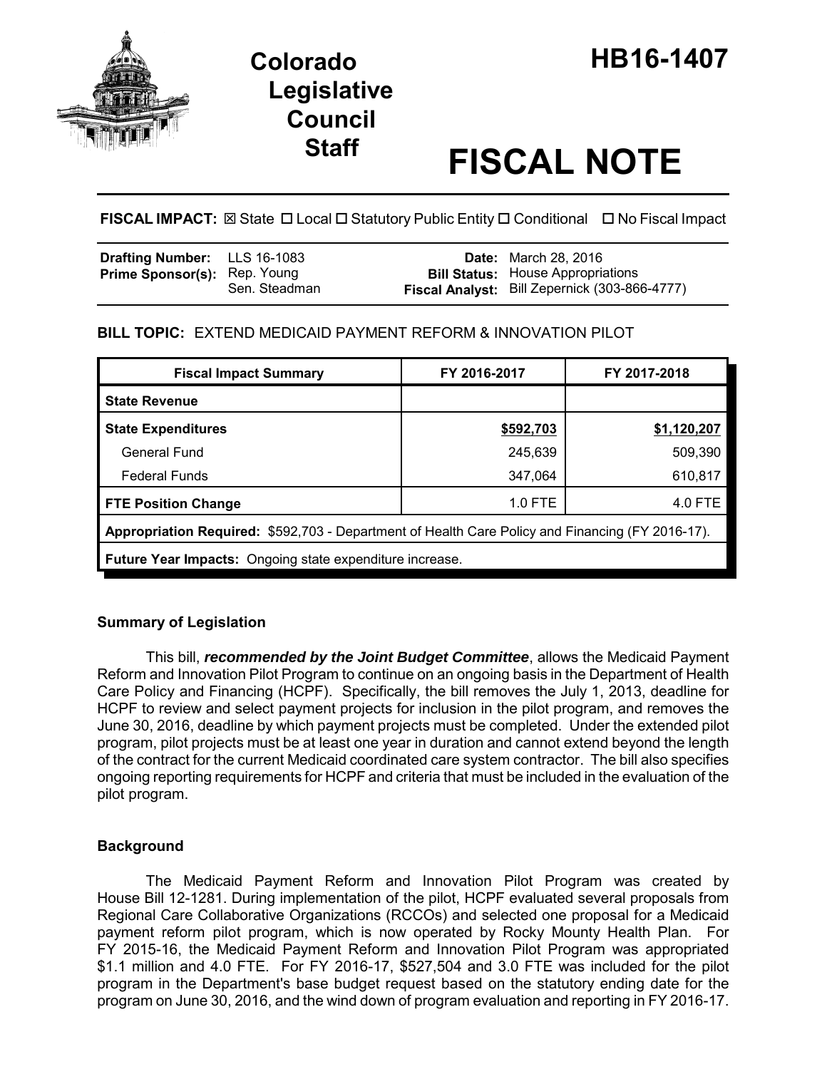# Colorado Legislative Council Staff

# HB16-1407

# FISCAL NOTE

**FISCAL IMPACT:** ☒ State ☐ Local ☐ Statutory Public Entity ☐ Conditional ☐ No Fiscal Impact

| | | | |
|---|---|---|---|
| **Drafting Number:** | LLS 16-1083 | **Date:** | March 28, 2016 |
| **Prime Sponsor(s):** | Rep. Young<br>Sen. Steadman | **Bill Status:** | House Appropriations |
| | | **Fiscal Analyst:** | Bill Zepernick (303-866-4777) |

**BILL TOPIC:** EXTEND MEDICAID PAYMENT REFORM & INNOVATION PILOT

| Fiscal Impact Summary | FY 2016-2017 | FY 2017-2018 |
|---|---|---|
| **State Revenue** | | |
| **State Expenditures** | **$592,703** | **$1,120,207** |
| General Fund | 245,639 | 509,390 |
| Federal Funds | 347,064 | 610,817 |
| **FTE Position Change** | 1.0 FTE | 4.0 FTE |
| **Appropriation Required:** $592,703 - Department of Health Care Policy and Financing (FY 2016-17). | | |
| **Future Year Impacts:** Ongoing state expenditure increase. | | |

## Summary of Legislation

This bill, ***recommended by the Joint Budget Committee***, allows the Medicaid Payment Reform and Innovation Pilot Program to continue on an ongoing basis in the Department of Health Care Policy and Financing (HCPF). Specifically, the bill removes the July 1, 2013, deadline for HCPF to review and select payment projects for inclusion in the pilot program, and removes the June 30, 2016, deadline by which payment projects must be completed. Under the extended pilot program, pilot projects must be at least one year in duration and cannot extend beyond the length of the contract for the current Medicaid coordinated care system contractor. The bill also specifies ongoing reporting requirements for HCPF and criteria that must be included in the evaluation of the pilot program.

## Background

The Medicaid Payment Reform and Innovation Pilot Program was created by House Bill 12-1281. During implementation of the pilot, HCPF evaluated several proposals from Regional Care Collaborative Organizations (RCCOs) and selected one proposal for a Medicaid payment reform pilot program, which is now operated by Rocky Mounty Health Plan. For FY 2015-16, the Medicaid Payment Reform and Innovation Pilot Program was appropriated $1.1 million and 4.0 FTE. For FY 2016-17, $527,504 and 3.0 FTE was included for the pilot program in the Department's base budget request based on the statutory ending date for the program on June 30, 2016, and the wind down of program evaluation and reporting in FY 2016-17.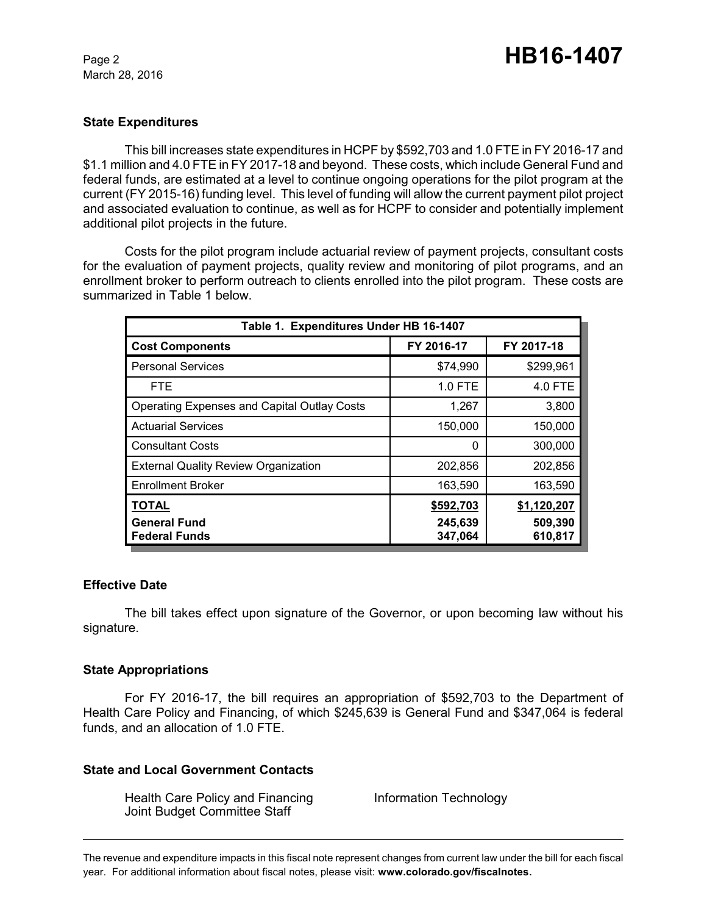### State Expenditures

This bill increases state expenditures in HCPF by $592,703 and 1.0 FTE in FY 2016-17 and $1.1 million and 4.0 FTE in FY 2017-18 and beyond. These costs, which include General Fund and federal funds, are estimated at a level to continue ongoing operations for the pilot program at the current (FY 2015-16) funding level. This level of funding will allow the current payment pilot project and associated evaluation to continue, as well as for HCPF to consider and potentially implement additional pilot projects in the future.

Costs for the pilot program include actuarial review of payment projects, consultant costs for the evaluation of payment projects, quality review and monitoring of pilot programs, and an enrollment broker to perform outreach to clients enrolled into the pilot program. These costs are summarized in Table 1 below.

| Table 1. Expenditures Under HB 16-1407 | | |
|---|---|---|
| **Cost Components** | **FY 2016-17** | **FY 2017-18** |
| Personal Services | $74,990 | $299,961 |
| FTE | 1.0 FTE | 4.0 FTE |
| Operating Expenses and Capital Outlay Costs | 1,267 | 3,800 |
| Actuarial Services | 150,000 | 150,000 |
| Consultant Costs | 0 | 300,000 |
| External Quality Review Organization | 202,856 | 202,856 |
| Enrollment Broker | 163,590 | 163,590 |
| **TOTAL** | **$592,703** | **$1,120,207** |
| **General Fund** | **245,639** | **509,390** |
| **Federal Funds** | **347,064** | **610,817** |

### Effective Date

The bill takes effect upon signature of the Governor, or upon becoming law without his signature.

### State Appropriations

For FY 2016-17, the bill requires an appropriation of $592,703 to the Department of Health Care Policy and Financing, of which $245,639 is General Fund and $347,064 is federal funds, and an allocation of 1.0 FTE.

### State and Local Government Contacts

Health Care Policy and Financing
Joint Budget Committee Staff
Information Technology

The revenue and expenditure impacts in this fiscal note represent changes from current law under the bill for each fiscal year. For additional information about fiscal notes, please visit: **www.colorado.gov/fiscalnotes.**